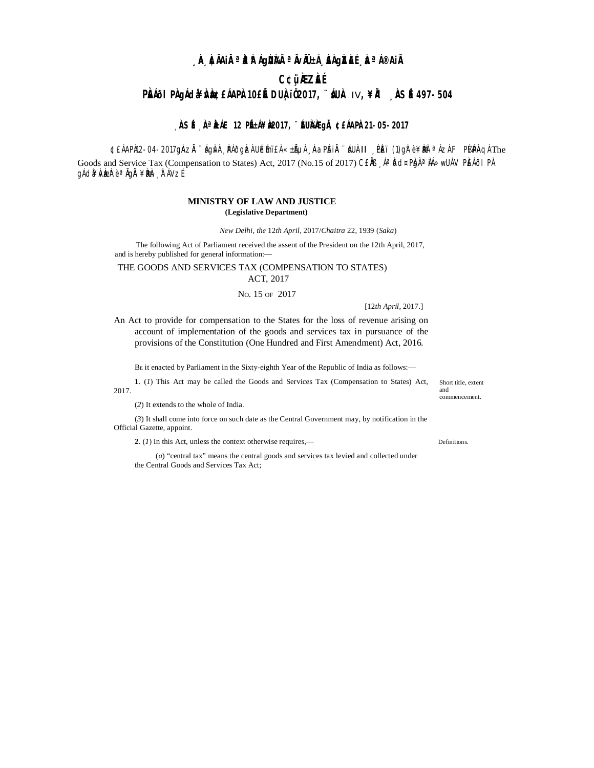¸ÀA¸À¢ÃAiÀÄ ªÀåªÀºÁgÀUÀ¼ÀÄ ªÀÄvÀÄÛ ±Á¸À£ÀgÀZÀ£É ¸ÀaªÁ®AiÀÄ

C¢ü¸ÀÆZÀ£É

PÀ£ÁðlPÀ gÁdå¥ÀvÀæ ¢£ÁAPÀ 10£Éà DUÀ¸ïÖ 2017, ¨sÁUÀ IV, ¥ÀÄl ¸ÀASÉå 497-504

¸ÀASÉå ¸ÀAªÀå±ÁE 12 PÉñÁ¥Àæ 2017, ¨ÉAUÀ¼ÀÆgÀÄ, ¢£ÁAPÀ 21-05-2017

¢£ÁAPÀ 12-04-2017gÀAzÀÄ ¨sÁgÀvÀzÀ ¸ÀPÁðgÀzÀ UÉeÉmï£À «±ÉÃµÀ ¸ÀAaPÉAiÀÄ ¨sÁUÀ II ¸ÉPÀë£ï (1) gÀ°è ¥ÀæPÀlªÁzÀ F PɼÀPÀAqÀ The Goods and Service Tax (Compensation to States) Act, 2017 (No.15 of 2017) C£ÀÄß ¸ÁªÀðd¤PÀgÀ ªÀiÁ»wUÁV PÀ£ÁðlPÀ gÁdå¥ÀvÀæzÀ°è ªÀÄgÀÄ ¥ÀæPÀn¸À¯ÁVzÉ

## MINISTRY OF LAW AND JUSTICE

**(Legislative Department)**

*New Delhi, the* 12*th April*, 2017/*Chaitra* 22, 1939 (*Saka*)

The following Act of Parliament received the assent of the President on the 12th April, 2017, and is hereby published for general information:—

# THE GOODS AND SERVICES TAX (COMPENSATION TO STATES) ACT, 2017

No. 15 of 2017

[12*th April*, 2017.]

An Act to provide for compensation to the States for the loss of revenue arising on account of implementation of the goods and services tax in pursuance of the provisions of the Constitution (One Hundred and First Amendment) Act, 2016.

Be it enacted by Parliament in the Sixty-eighth Year of the Republic of India as follows:—

*Short title, extent and commencement.*

**1**. (*1*) This Act may be called the Goods and Services Tax (Compensation to States) Act, 2017.

(*2*) It extends to the whole of India.

(*3*) It shall come into force on such date as the Central Government may, by notification in the Official Gazette, appoint.

*Definitions.*

**2**. (*1*) In this Act, unless the context otherwise requires,—

(*a*) "central tax" means the central goods and services tax levied and collected under the Central Goods and Services Tax Act;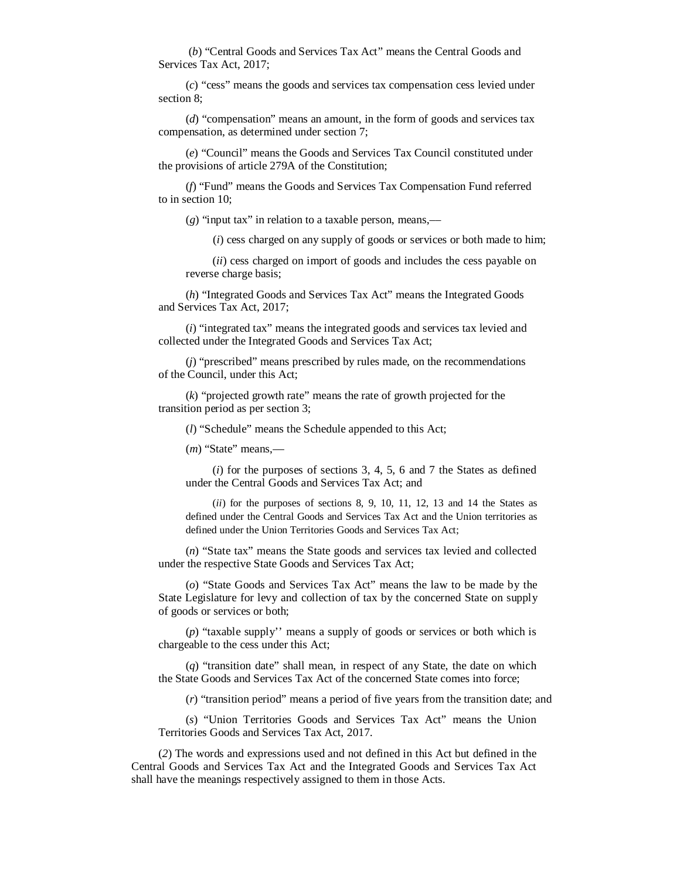(*b*) "Central Goods and Services Tax Act" means the Central Goods and Services Tax Act, 2017;

(*c*) "cess" means the goods and services tax compensation cess levied under section 8;

(*d*) "compensation" means an amount, in the form of goods and services tax compensation, as determined under section 7;

(*e*) "Council" means the Goods and Services Tax Council constituted under the provisions of article 279A of the Constitution;

(*f*) "Fund" means the Goods and Services Tax Compensation Fund referred to in section 10;

(*g*) "input tax" in relation to a taxable person, means,—

(*i*) cess charged on any supply of goods or services or both made to him;

(*ii*) cess charged on import of goods and includes the cess payable on reverse charge basis;

(*h*) "Integrated Goods and Services Tax Act" means the Integrated Goods and Services Tax Act, 2017;

(*i*) "integrated tax" means the integrated goods and services tax levied and collected under the Integrated Goods and Services Tax Act;

(*j*) "prescribed" means prescribed by rules made, on the recommendations of the Council, under this Act;

(*k*) "projected growth rate" means the rate of growth projected for the transition period as per section 3;

(*l*) "Schedule" means the Schedule appended to this Act;

(*m*) "State" means,—

(*i*) for the purposes of sections 3, 4, 5, 6 and 7 the States as defined under the Central Goods and Services Tax Act; and

(*ii*) for the purposes of sections 8, 9, 10, 11, 12, 13 and 14 the States as defined under the Central Goods and Services Tax Act and the Union territories as defined under the Union Territories Goods and Services Tax Act;

(*n*) "State tax" means the State goods and services tax levied and collected under the respective State Goods and Services Tax Act;

(*o*) "State Goods and Services Tax Act" means the law to be made by the State Legislature for levy and collection of tax by the concerned State on supply of goods or services or both;

(*p*) "taxable supply'' means a supply of goods or services or both which is chargeable to the cess under this Act;

(*q*) "transition date" shall mean, in respect of any State, the date on which the State Goods and Services Tax Act of the concerned State comes into force;

(*r*) "transition period" means a period of five years from the transition date; and

(*s*) "Union Territories Goods and Services Tax Act" means the Union Territories Goods and Services Tax Act, 2017.

(*2*) The words and expressions used and not defined in this Act but defined in the Central Goods and Services Tax Act and the Integrated Goods and Services Tax Act shall have the meanings respectively assigned to them in those Acts.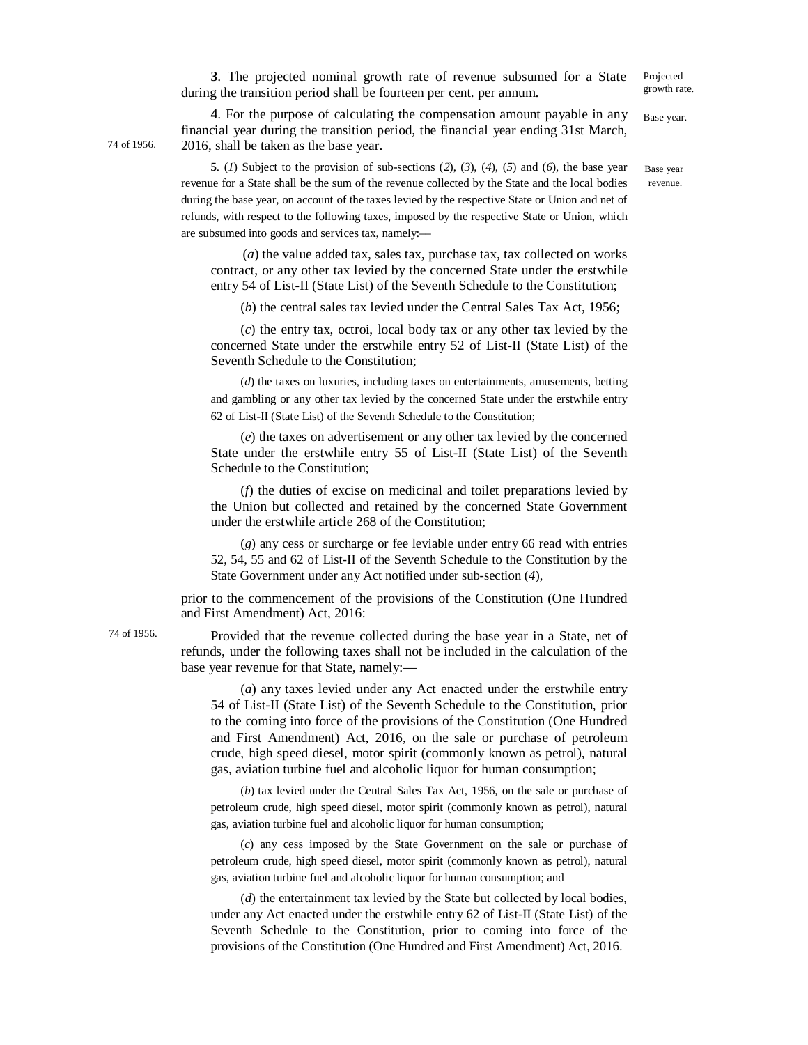**3**. The projected nominal growth rate of revenue subsumed for a State during the transition period shall be fourteen per cent. per annum.

Projected growth rate.

**4**. For the purpose of calculating the compensation amount payable in any financial year during the transition period, the financial year ending 31st March, 2016, shall be taken as the base year.

Base year.

**5**. (*1*) Subject to the provision of sub-sections (*2*), (*3*), (*4*), (*5*) and (*6*), the base year revenue for a State shall be the sum of the revenue collected by the State and the local bodies during the base year, on account of the taxes levied by the respective State or Union and net of refunds, with respect to the following taxes, imposed by the respective State or Union, which are subsumed into goods and services tax, namely:—

Base year revenue.

(*a*) the value added tax, sales tax, purchase tax, tax collected on works contract, or any other tax levied by the concerned State under the erstwhile entry 54 of List-II (State List) of the Seventh Schedule to the Constitution;

(*b*) the central sales tax levied under the Central Sales Tax Act, 1956;

74 of 1956.

(*c*) the entry tax, octroi, local body tax or any other tax levied by the concerned State under the erstwhile entry 52 of List-II (State List) of the Seventh Schedule to the Constitution;

(*d*) the taxes on luxuries, including taxes on entertainments, amusements, betting and gambling or any other tax levied by the concerned State under the erstwhile entry 62 of List-II (State List) of the Seventh Schedule to the Constitution;

(*e*) the taxes on advertisement or any other tax levied by the concerned State under the erstwhile entry 55 of List-II (State List) of the Seventh Schedule to the Constitution;

(*f*) the duties of excise on medicinal and toilet preparations levied by the Union but collected and retained by the concerned State Government under the erstwhile article 268 of the Constitution;

(*g*) any cess or surcharge or fee leviable under entry 66 read with entries 52, 54, 55 and 62 of List-II of the Seventh Schedule to the Constitution by the State Government under any Act notified under sub-section (*4*),

prior to the commencement of the provisions of the Constitution (One Hundred and First Amendment) Act, 2016:

Provided that the revenue collected during the base year in a State, net of refunds, under the following taxes shall not be included in the calculation of the base year revenue for that State, namely:—

(*a*) any taxes levied under any Act enacted under the erstwhile entry 54 of List-II (State List) of the Seventh Schedule to the Constitution, prior to the coming into force of the provisions of the Constitution (One Hundred and First Amendment) Act, 2016, on the sale or purchase of petroleum crude, high speed diesel, motor spirit (commonly known as petrol), natural gas, aviation turbine fuel and alcoholic liquor for human consumption;

(*b*) tax levied under the Central Sales Tax Act, 1956, on the sale or purchase of petroleum crude, high speed diesel, motor spirit (commonly known as petrol), natural gas, aviation turbine fuel and alcoholic liquor for human consumption;

74 of 1956.

(*c*) any cess imposed by the State Government on the sale or purchase of petroleum crude, high speed diesel, motor spirit (commonly known as petrol), natural gas, aviation turbine fuel and alcoholic liquor for human consumption; and

(*d*) the entertainment tax levied by the State but collected by local bodies, under any Act enacted under the erstwhile entry 62 of List-II (State List) of the Seventh Schedule to the Constitution, prior to coming into force of the provisions of the Constitution (One Hundred and First Amendment) Act, 2016.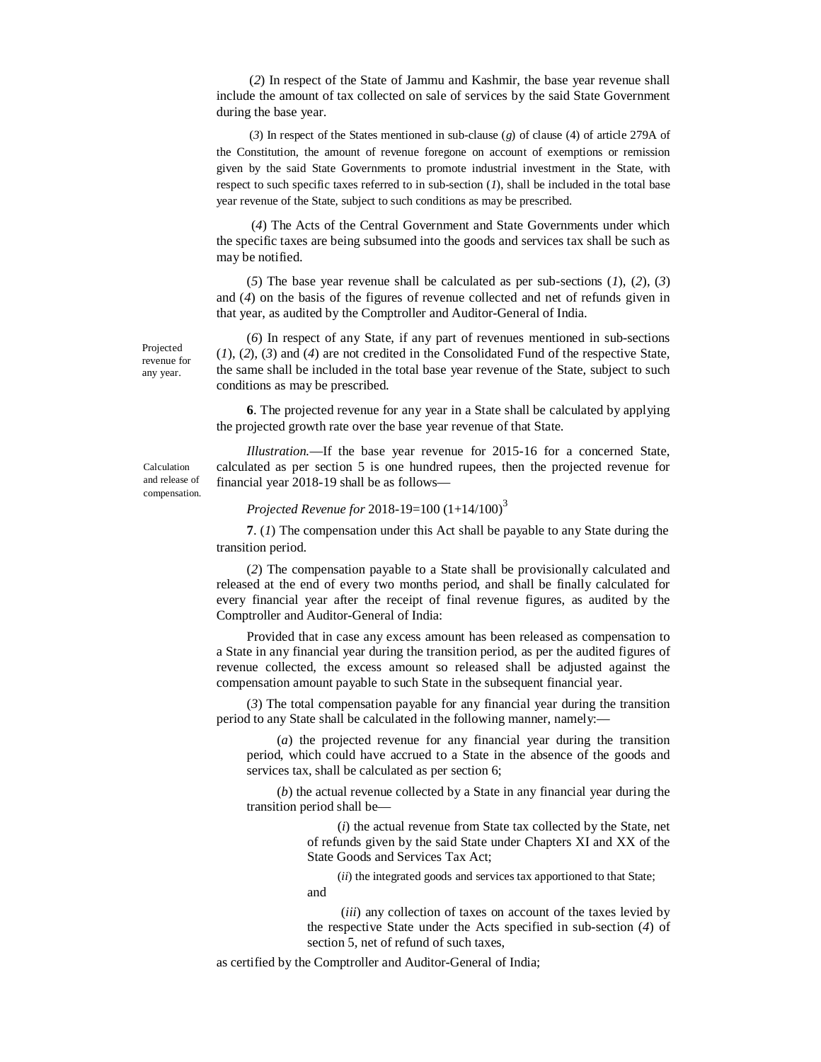(*2*) In respect of the State of Jammu and Kashmir, the base year revenue shall include the amount of tax collected on sale of services by the said State Government during the base year.

(*3*) In respect of the States mentioned in sub-clause (*g*) of clause (4) of article 279A of the Constitution, the amount of revenue foregone on account of exemptions or remission given by the said State Governments to promote industrial investment in the State, with respect to such specific taxes referred to in sub-section (*1*), shall be included in the total base year revenue of the State, subject to such conditions as may be prescribed.

(*4*) The Acts of the Central Government and State Governments under which the specific taxes are being subsumed into the goods and services tax shall be such as may be notified.

(*5*) The base year revenue shall be calculated as per sub-sections (*1*), (*2*), (*3*) and (*4*) on the basis of the figures of revenue collected and net of refunds given in that year, as audited by the Comptroller and Auditor-General of India.

(*6*) In respect of any State, if any part of revenues mentioned in sub-sections (*1*), (*2*), (*3*) and (*4*) are not credited in the Consolidated Fund of the respective State, the same shall be included in the total base year revenue of the State, subject to such conditions as may be prescribed.

Projected revenue for any year.

**6**. The projected revenue for any year in a State shall be calculated by applying the projected growth rate over the base year revenue of that State.

*Illustration.*—If the base year revenue for 2015-16 for a concerned State, calculated as per section 5 is one hundred rupees, then the projected revenue for financial year 2018-19 shall be as follows—

*Projected Revenue for* 2018-19 $=100\,(1+14/100)^3$

Calculation and release of compensation.

**7**. (*1*) The compensation under this Act shall be payable to any State during the transition period.

(*2*) The compensation payable to a State shall be provisionally calculated and released at the end of every two months period, and shall be finally calculated for every financial year after the receipt of final revenue figures, as audited by the Comptroller and Auditor-General of India:

Provided that in case any excess amount has been released as compensation to a State in any financial year during the transition period, as per the audited figures of revenue collected, the excess amount so released shall be adjusted against the compensation amount payable to such State in the subsequent financial year.

(*3*) The total compensation payable for any financial year during the transition period to any State shall be calculated in the following manner, namely:—

(*a*) the projected revenue for any financial year during the transition period, which could have accrued to a State in the absence of the goods and services tax, shall be calculated as per section 6;

(*b*) the actual revenue collected by a State in any financial year during the transition period shall be—

(*i*) the actual revenue from State tax collected by the State, net of refunds given by the said State under Chapters XI and XX of the State Goods and Services Tax Act;

(*ii*) the integrated goods and services tax apportioned to that State; and

(*iii*) any collection of taxes on account of the taxes levied by the respective State under the Acts specified in sub-section (*4*) of section 5, net of refund of such taxes,

as certified by the Comptroller and Auditor-General of India;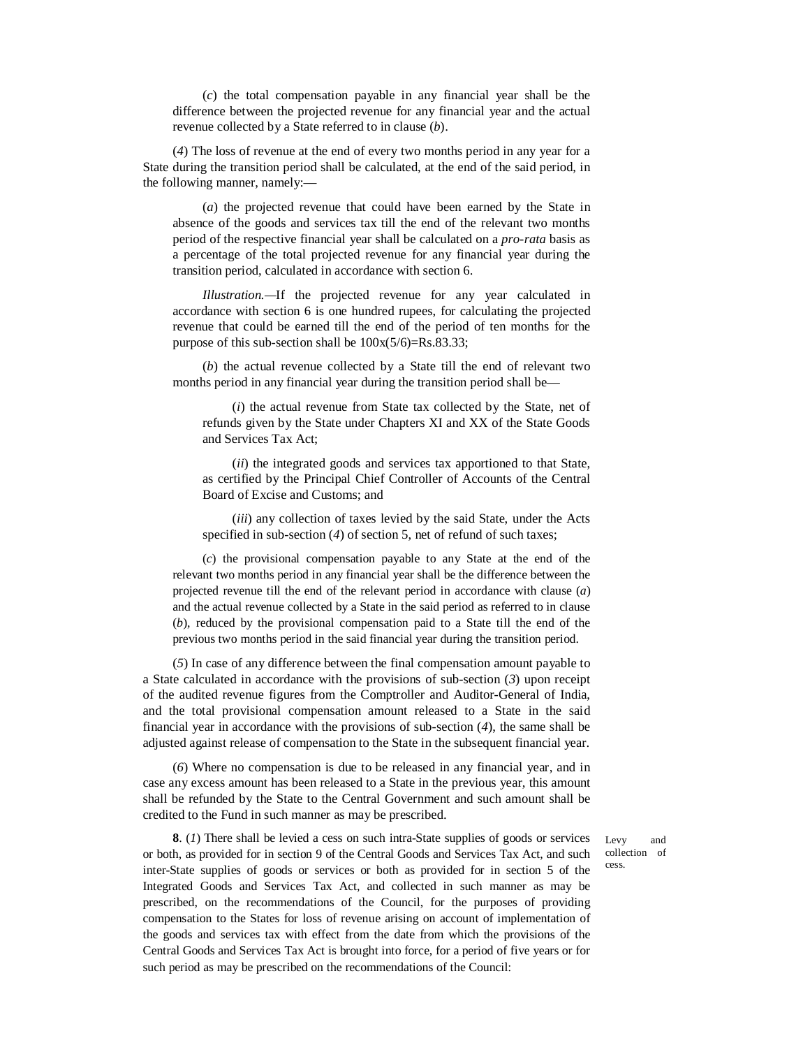(*c*) the total compensation payable in any financial year shall be the difference between the projected revenue for any financial year and the actual revenue collected by a State referred to in clause (*b*).

(*4*) The loss of revenue at the end of every two months period in any year for a State during the transition period shall be calculated, at the end of the said period, in the following manner, namely:—

(*a*) the projected revenue that could have been earned by the State in absence of the goods and services tax till the end of the relevant two months period of the respective financial year shall be calculated on a *pro-rata* basis as a percentage of the total projected revenue for any financial year during the transition period, calculated in accordance with section 6.

*Illustration.*—If the projected revenue for any year calculated in accordance with section 6 is one hundred rupees, for calculating the projected revenue that could be earned till the end of the period of ten months for the purpose of this sub-section shall be $100x(5/6)$=Rs.83.33;

(*b*) the actual revenue collected by a State till the end of relevant two months period in any financial year during the transition period shall be—

(*i*) the actual revenue from State tax collected by the State, net of refunds given by the State under Chapters XI and XX of the State Goods and Services Tax Act;

(*ii*) the integrated goods and services tax apportioned to that State, as certified by the Principal Chief Controller of Accounts of the Central Board of Excise and Customs; and

(*iii*) any collection of taxes levied by the said State, under the Acts specified in sub-section (*4*) of section 5, net of refund of such taxes;

(*c*) the provisional compensation payable to any State at the end of the relevant two months period in any financial year shall be the difference between the projected revenue till the end of the relevant period in accordance with clause (*a*) and the actual revenue collected by a State in the said period as referred to in clause (*b*), reduced by the provisional compensation paid to a State till the end of the previous two months period in the said financial year during the transition period.

(*5*) In case of any difference between the final compensation amount payable to a State calculated in accordance with the provisions of sub-section (*3*) upon receipt of the audited revenue figures from the Comptroller and Auditor-General of India, and the total provisional compensation amount released to a State in the said financial year in accordance with the provisions of sub-section (*4*), the same shall be adjusted against release of compensation to the State in the subsequent financial year.

(*6*) Where no compensation is due to be released in any financial year, and in case any excess amount has been released to a State in the previous year, this amount shall be refunded by the State to the Central Government and such amount shall be credited to the Fund in such manner as may be prescribed.

Levy and collection of cess.

**8**. (*1*) There shall be levied a cess on such intra-State supplies of goods or services or both, as provided for in section 9 of the Central Goods and Services Tax Act, and such inter-State supplies of goods or services or both as provided for in section 5 of the Integrated Goods and Services Tax Act, and collected in such manner as may be prescribed, on the recommendations of the Council, for the purposes of providing compensation to the States for loss of revenue arising on account of implementation of the goods and services tax with effect from the date from which the provisions of the Central Goods and Services Tax Act is brought into force, for a period of five years or for such period as may be prescribed on the recommendations of the Council: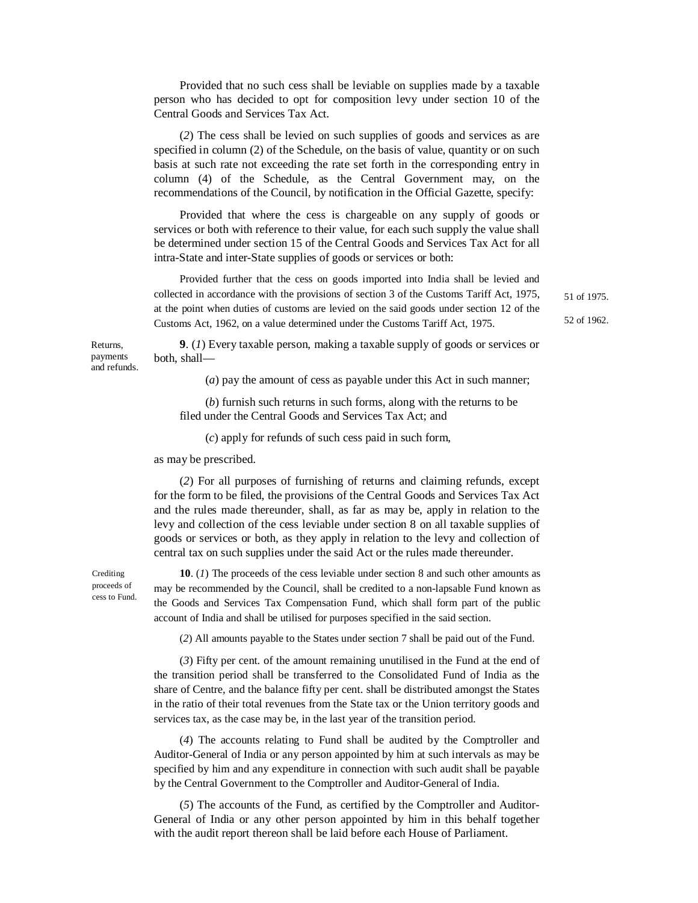Provided that no such cess shall be leviable on supplies made by a taxable person who has decided to opt for composition levy under section 10 of the Central Goods and Services Tax Act.

(*2*) The cess shall be levied on such supplies of goods and services as are specified in column (2) of the Schedule, on the basis of value, quantity or on such basis at such rate not exceeding the rate set forth in the corresponding entry in column (4) of the Schedule, as the Central Government may, on the recommendations of the Council, by notification in the Official Gazette, specify:

Provided that where the cess is chargeable on any supply of goods or services or both with reference to their value, for each such supply the value shall be determined under section 15 of the Central Goods and Services Tax Act for all intra-State and inter-State supplies of goods or services or both:

Provided further that the cess on goods imported into India shall be levied and collected in accordance with the provisions of section 3 of the Customs Tariff Act, 1975, at the point when duties of customs are levied on the said goods under section 12 of the Customs Act, 1962, on a value determined under the Customs Tariff Act, 1975.

51 of 1975.

52 of 1962.

Returns, payments and refunds.

**9**. (*1*) Every taxable person, making a taxable supply of goods or services or both, shall—

(*a*) pay the amount of cess as payable under this Act in such manner;

(*b*) furnish such returns in such forms, along with the returns to be filed under the Central Goods and Services Tax Act; and

(*c*) apply for refunds of such cess paid in such form,

as may be prescribed.

(*2*) For all purposes of furnishing of returns and claiming refunds, except for the form to be filed, the provisions of the Central Goods and Services Tax Act and the rules made thereunder, shall, as far as may be, apply in relation to the levy and collection of the cess leviable under section 8 on all taxable supplies of goods or services or both, as they apply in relation to the levy and collection of central tax on such supplies under the said Act or the rules made thereunder.

Crediting proceeds of cess to Fund.

**10**. (*1*) The proceeds of the cess leviable under section 8 and such other amounts as may be recommended by the Council, shall be credited to a non-lapsable Fund known as the Goods and Services Tax Compensation Fund, which shall form part of the public account of India and shall be utilised for purposes specified in the said section.

(*2*) All amounts payable to the States under section 7 shall be paid out of the Fund.

(*3*) Fifty per cent. of the amount remaining unutilised in the Fund at the end of the transition period shall be transferred to the Consolidated Fund of India as the share of Centre, and the balance fifty per cent. shall be distributed amongst the States in the ratio of their total revenues from the State tax or the Union territory goods and services tax, as the case may be, in the last year of the transition period.

(*4*) The accounts relating to Fund shall be audited by the Comptroller and Auditor-General of India or any person appointed by him at such intervals as may be specified by him and any expenditure in connection with such audit shall be payable by the Central Government to the Comptroller and Auditor-General of India.

(*5*) The accounts of the Fund, as certified by the Comptroller and Auditor-General of India or any other person appointed by him in this behalf together with the audit report thereon shall be laid before each House of Parliament.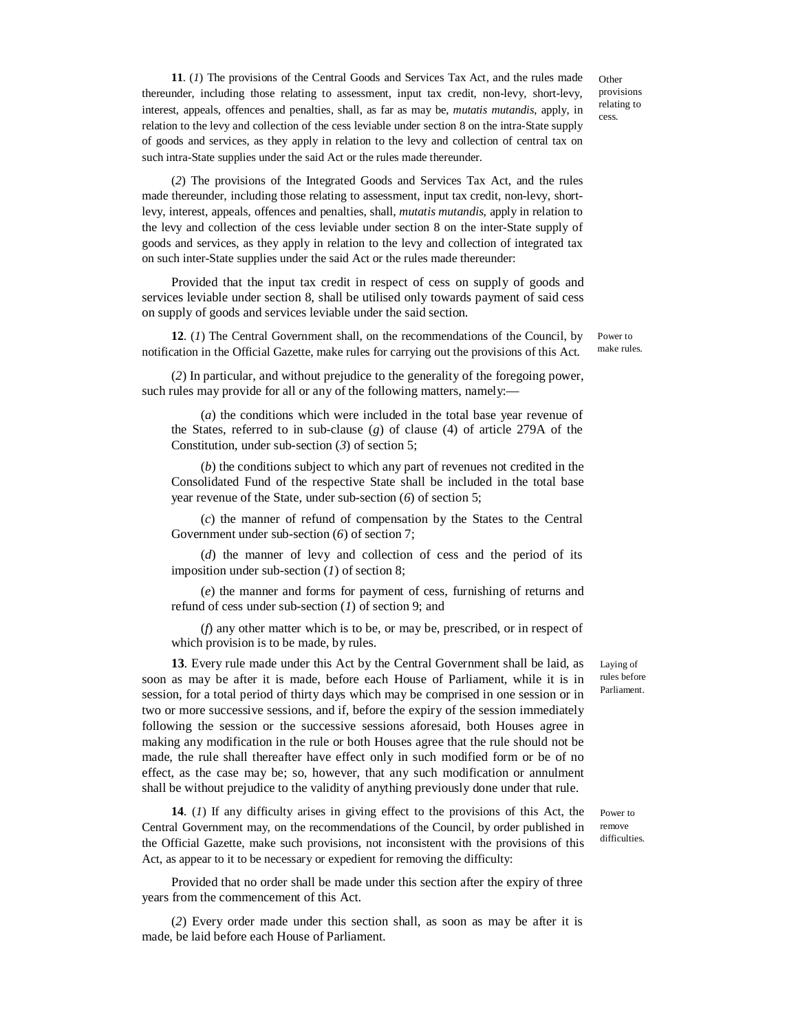**11**. (*1*) The provisions of the Central Goods and Services Tax Act, and the rules made thereunder, including those relating to assessment, input tax credit, non-levy, short-levy, interest, appeals, offences and penalties, shall, as far as may be, *mutatis mutandis*, apply, in relation to the levy and collection of the cess leviable under section 8 on the intra-State supply of goods and services, as they apply in relation to the levy and collection of central tax on such intra-State supplies under the said Act or the rules made thereunder.

Other provisions relating to cess.

(*2*) The provisions of the Integrated Goods and Services Tax Act, and the rules made thereunder, including those relating to assessment, input tax credit, non-levy, short-levy, interest, appeals, offences and penalties, shall, *mutatis mutandis*, apply in relation to the levy and collection of the cess leviable under section 8 on the inter-State supply of goods and services, as they apply in relation to the levy and collection of integrated tax on such inter-State supplies under the said Act or the rules made thereunder:

Provided that the input tax credit in respect of cess on supply of goods and services leviable under section 8, shall be utilised only towards payment of said cess on supply of goods and services leviable under the said section.

**12**. (*1*) The Central Government shall, on the recommendations of the Council, by notification in the Official Gazette, make rules for carrying out the provisions of this Act.

Power to make rules.

(*2*) In particular, and without prejudice to the generality of the foregoing power, such rules may provide for all or any of the following matters, namely:—

(*a*) the conditions which were included in the total base year revenue of the States, referred to in sub-clause (*g*) of clause (4) of article 279A of the Constitution, under sub-section (*3*) of section 5;

(*b*) the conditions subject to which any part of revenues not credited in the Consolidated Fund of the respective State shall be included in the total base year revenue of the State, under sub-section (*6*) of section 5;

(*c*) the manner of refund of compensation by the States to the Central Government under sub-section (*6*) of section 7;

(*d*) the manner of levy and collection of cess and the period of its imposition under sub-section (*1*) of section 8;

(*e*) the manner and forms for payment of cess, furnishing of returns and refund of cess under sub-section (*1*) of section 9; and

(*f*) any other matter which is to be, or may be, prescribed, or in respect of which provision is to be made, by rules.

**13**. Every rule made under this Act by the Central Government shall be laid, as soon as may be after it is made, before each House of Parliament, while it is in session, for a total period of thirty days which may be comprised in one session or in two or more successive sessions, and if, before the expiry of the session immediately following the session or the successive sessions aforesaid, both Houses agree in making any modification in the rule or both Houses agree that the rule should not be made, the rule shall thereafter have effect only in such modified form or be of no effect, as the case may be; so, however, that any such modification or annulment shall be without prejudice to the validity of anything previously done under that rule.

Laying of rules before Parliament.

**14**. (*1*) If any difficulty arises in giving effect to the provisions of this Act, the Central Government may, on the recommendations of the Council, by order published in the Official Gazette, make such provisions, not inconsistent with the provisions of this Act, as appear to it to be necessary or expedient for removing the difficulty:

Power to remove difficulties.

Provided that no order shall be made under this section after the expiry of three years from the commencement of this Act.

(*2*) Every order made under this section shall, as soon as may be after it is made, be laid before each House of Parliament.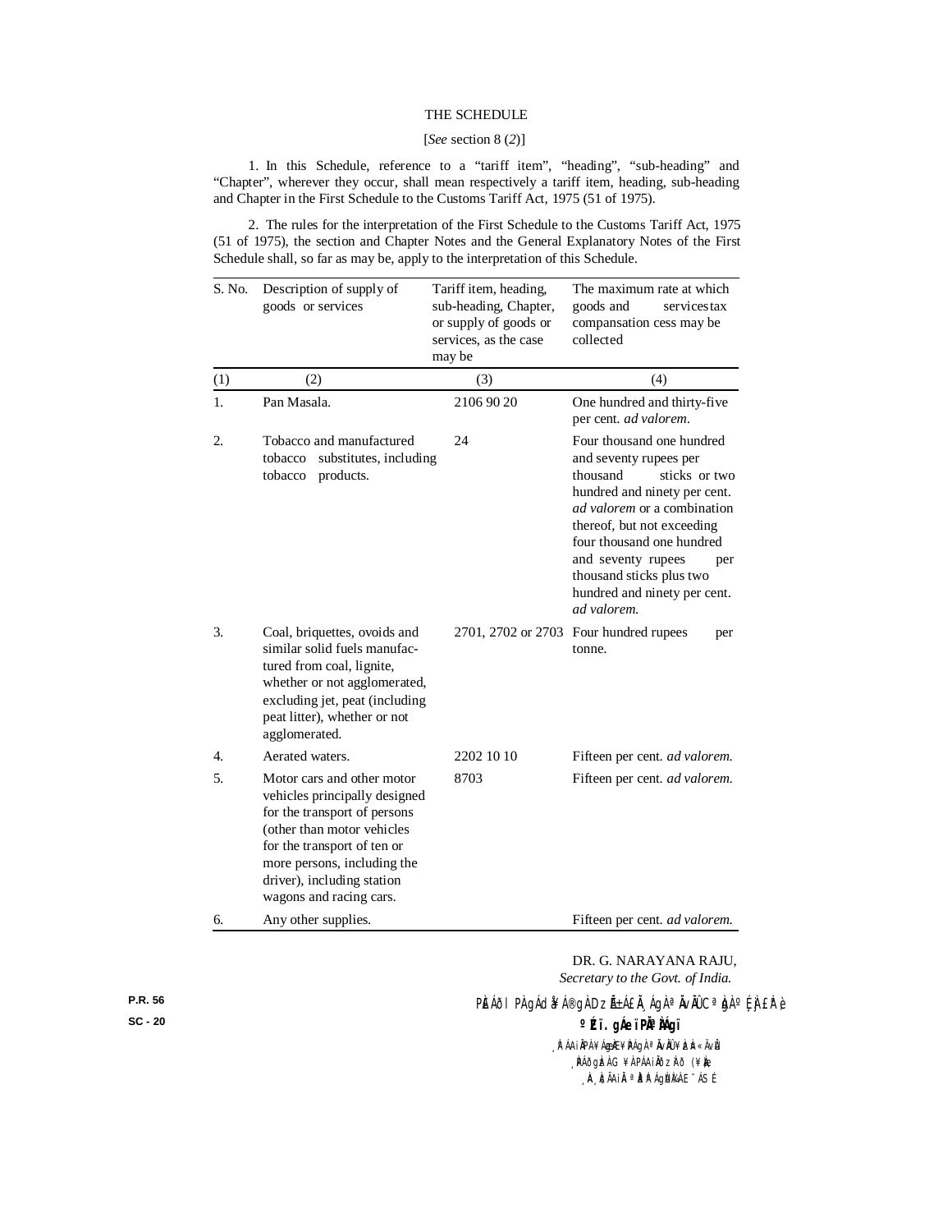# THE SCHEDULE

[*See* section 8 (*2*)]

1. In this Schedule, reference to a "tariff item", "heading", "sub-heading" and "Chapter", wherever they occur, shall mean respectively a tariff item, heading, sub-heading and Chapter in the First Schedule to the Customs Tariff Act, 1975 (51 of 1975).

2. The rules for the interpretation of the First Schedule to the Customs Tariff Act, 1975 (51 of 1975), the section and Chapter Notes and the General Explanatory Notes of the First Schedule shall, so far as may be, apply to the interpretation of this Schedule.

| S. No. | Description of supply of goods or services | Tariff item, heading, sub-heading, Chapter, or supply of goods or services, as the case may be | The maximum rate at which goods and services tax compansation cess may be collected |
|---|---|---|---|
| (1) | (2) | (3) | (4) |
| 1. | Pan Masala. | 2106 90 20 | One hundred and thirty-five per cent. *ad valorem*. |
| 2. | Tobacco and manufactured tobacco substitutes, including tobacco products. | 24 | Four thousand one hundred and seventy rupees per thousand sticks or two hundred and ninety per cent. *ad valorem* or a combination thereof, but not exceeding four thousand one hundred and seventy rupees per thousand sticks plus two hundred and ninety per cent. *ad valorem.* |
| 3. | Coal, briquettes, ovoids and similar solid fuels manufactured from coal, lignite, whether or not agglomerated, excluding jet, peat (including peat litter), whether or not agglomerated. | 2701, 2702 or 2703 | Four hundred rupees per tonne. |
| 4. | Aerated waters. | 2202 10 10 | Fifteen per cent. *ad valorem.* |
| 5. | Motor cars and other motor vehicles principally designed for the transport of persons (other than motor vehicles for the transport of ten or more persons, including the driver), including station wagons and racing cars. | 8703 | Fifteen per cent. *ad valorem.* |
| 6. | Any other supplies. | | Fifteen per cent. *ad valorem.* |

DR. G. NARAYANA RAJU,
*Secretary to the Govt. of India.*

P.R. 56
SC - 20